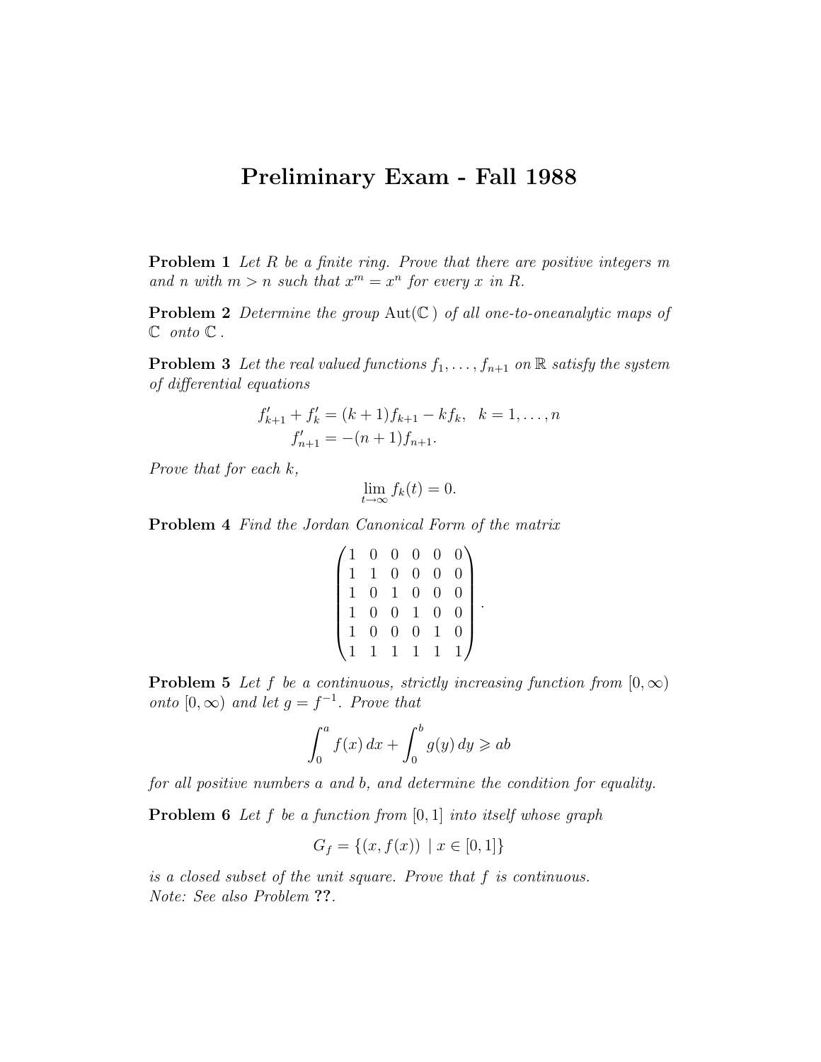# Preliminary Exam - Fall 1988

**Problem 1** *Let $R$ be a finite ring. Prove that there are positive integers $m$ and $n$ with $m > n$ such that $x^m = x^n$ for every $x$ in $R$.*

**Problem 2** *Determine the group $\operatorname{Aut}(\mathbb{C})$ of all one-to-oneanalytic maps of $\mathbb{C}$ onto $\mathbb{C}$.*

**Problem 3** *Let the real valued functions $f_1, \ldots, f_{n+1}$ on $\mathbb{R}$ satisfy the system of differential equations*

$$
\begin{aligned}
f'_{k+1} + f'_k &= (k+1)f_{k+1} - kf_k, \quad k = 1, \ldots, n \\
f'_{n+1} &= -(n+1)f_{n+1}.
\end{aligned}
$$

*Prove that for each $k$,*

$$\lim_{t \to \infty} f_k(t) = 0.$$

**Problem 4** *Find the Jordan Canonical Form of the matrix*

$$
\begin{pmatrix}
1 & 0 & 0 & 0 & 0 & 0 \\
1 & 1 & 0 & 0 & 0 & 0 \\
1 & 0 & 1 & 0 & 0 & 0 \\
1 & 0 & 0 & 1 & 0 & 0 \\
1 & 0 & 0 & 0 & 1 & 0 \\
1 & 1 & 1 & 1 & 1 & 1
\end{pmatrix}.
$$

**Problem 5** *Let $f$ be a continuous, strictly increasing function from $[0, \infty)$ onto $[0, \infty)$ and let $g = f^{-1}$. Prove that*

$$\int_0^a f(x)\,dx + \int_0^b g(y)\,dy \geqslant ab$$

*for all positive numbers $a$ and $b$, and determine the condition for equality.*

**Problem 6** *Let $f$ be a function from $[0, 1]$ into itself whose graph*

$$G_f = \{(x, f(x)) \mid x \in [0, 1]\}$$

*is a closed subset of the unit square. Prove that $f$ is continuous.*
*Note: See also Problem* **??**.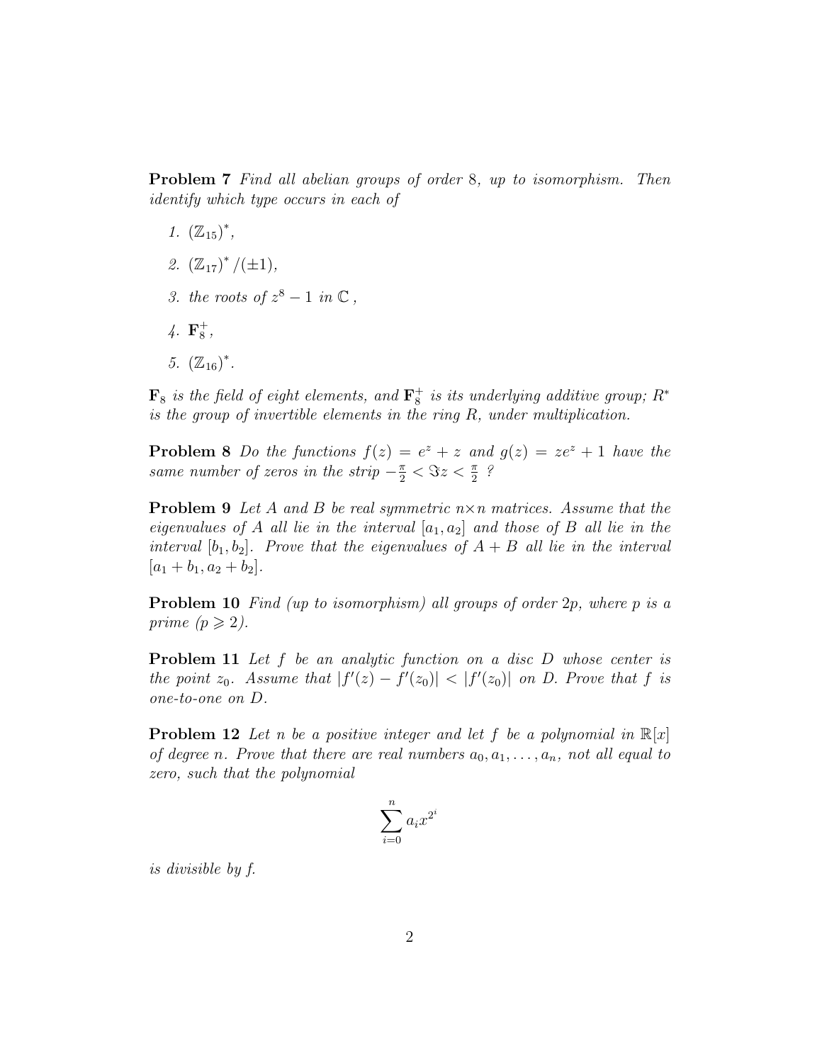**Problem 7** *Find all abelian groups of order 8, up to isomorphism. Then identify which type occurs in each of*

1. $(\mathbb{Z}_{15})^*$,
2. $(\mathbb{Z}_{17})^* / (\pm 1)$,
3. *the roots of* $z^8 - 1$ *in* $\mathbb{C}$ ,
4. $\mathbf{F}_8^+$,
5. $(\mathbb{Z}_{16})^*$.

$\mathbf{F}_8$ *is the field of eight elements, and* $\mathbf{F}_8^+$ *is its underlying additive group;* $R^*$ *is the group of invertible elements in the ring* $R$*, under multiplication.*

**Problem 8** *Do the functions* $f(z) = e^z + z$ *and* $g(z) = ze^z + 1$ *have the same number of zeros in the strip* $-\frac{\pi}{2} < \Im z < \frac{\pi}{2}$ *?*

**Problem 9** *Let* $A$ *and* $B$ *be real symmetric* $n \times n$ *matrices. Assume that the eigenvalues of* $A$ *all lie in the interval* $[a_1, a_2]$ *and those of* $B$ *all lie in the interval* $[b_1, b_2]$*. Prove that the eigenvalues of* $A + B$ *all lie in the interval* $[a_1 + b_1, a_2 + b_2]$*.*

**Problem 10** *Find (up to isomorphism) all groups of order* $2p$*, where* $p$ *is a prime* ($p \geqslant 2$)*.*

**Problem 11** *Let* $f$ *be an analytic function on a disc* $D$ *whose center is the point* $z_0$*. Assume that* $|f'(z) - f'(z_0)| < |f'(z_0)|$ *on* $D$*. Prove that* $f$ *is one-to-one on* $D$*.*

**Problem 12** *Let* $n$ *be a positive integer and let* $f$ *be a polynomial in* $\mathbb{R}[x]$ *of degree* $n$*. Prove that there are real numbers* $a_0, a_1, \ldots, a_n$*, not all equal to zero, such that the polynomial*

$$\sum_{i=0}^{n} a_i x^{2^i}$$

*is divisible by f.*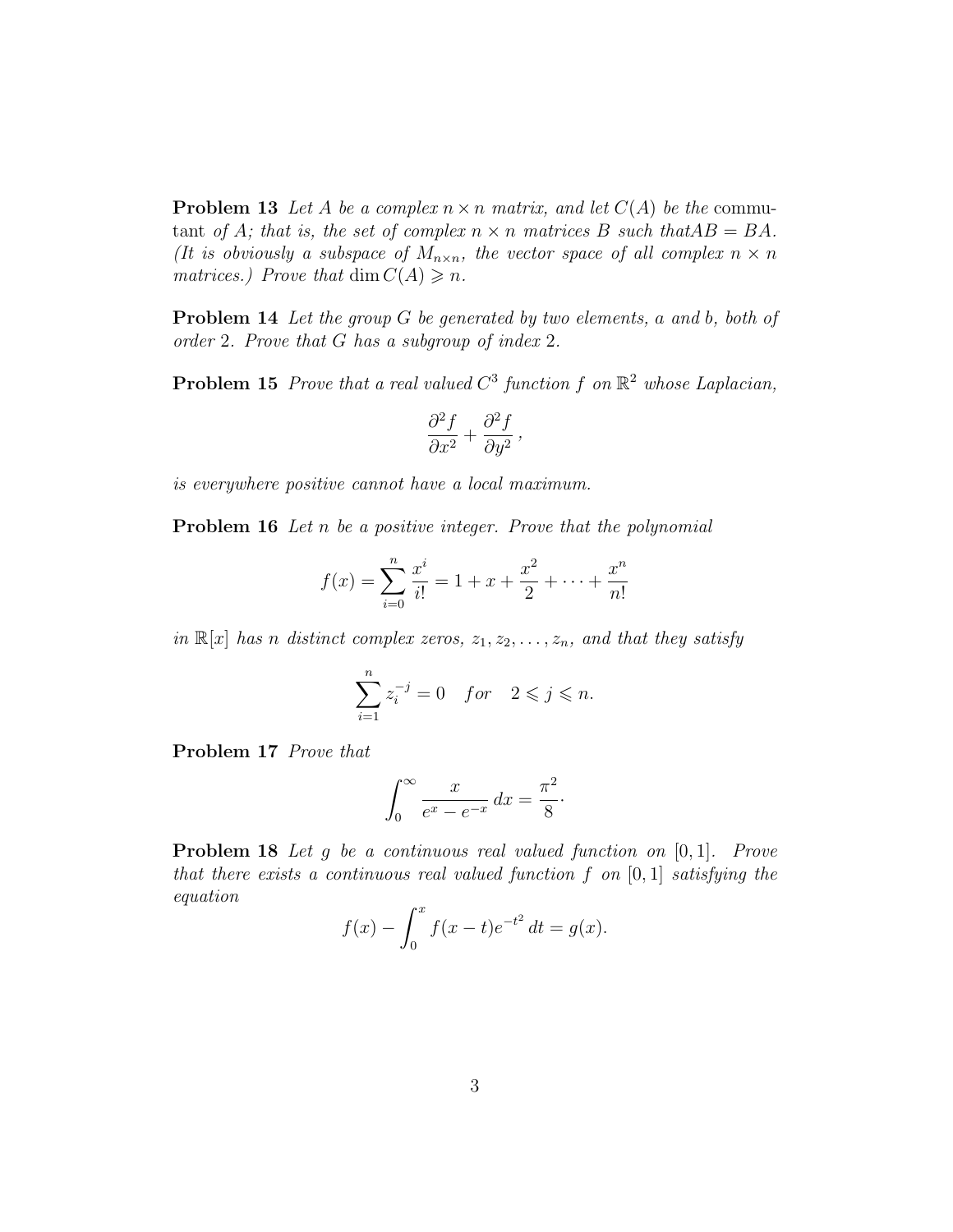**Problem 13** *Let $A$ be a complex $n \times n$ matrix, and let $C(A)$ be the* commutant *of $A$; that is, the set of complex $n \times n$ matrices $B$ such that$AB = BA$. (It is obviously a subspace of $M_{n \times n}$, the vector space of all complex $n \times n$ matrices.) Prove that* $\dim C(A) \geqslant n$.

**Problem 14** *Let the group $G$ be generated by two elements, $a$ and $b$, both of order 2. Prove that $G$ has a subgroup of index 2.*

**Problem 15** *Prove that a real valued $C^3$ function $f$ on $\mathbb{R}^2$ whose Laplacian,*

$$\frac{\partial^2 f}{\partial x^2} + \frac{\partial^2 f}{\partial y^2},$$

*is everywhere positive cannot have a local maximum.*

**Problem 16** *Let $n$ be a positive integer. Prove that the polynomial*

$$f(x) = \sum_{i=0}^{n} \frac{x^i}{i!} = 1 + x + \frac{x^2}{2} + \cdots + \frac{x^n}{n!}$$

*in $\mathbb{R}[x]$ has $n$ distinct complex zeros, $z_1, z_2, \ldots, z_n$, and that they satisfy*

$$\sum_{i=1}^{n} z_i^{-j} = 0 \quad for \quad 2 \leqslant j \leqslant n.$$

**Problem 17** *Prove that*

$$\int_0^\infty \frac{x}{e^x - e^{-x}}\, dx = \frac{\pi^2}{8}.$$

**Problem 18** *Let $g$ be a continuous real valued function on $[0,1]$. Prove that there exists a continuous real valued function $f$ on $[0,1]$ satisfying the equation*

$$f(x) - \int_0^x f(x-t) e^{-t^2}\, dt = g(x).$$